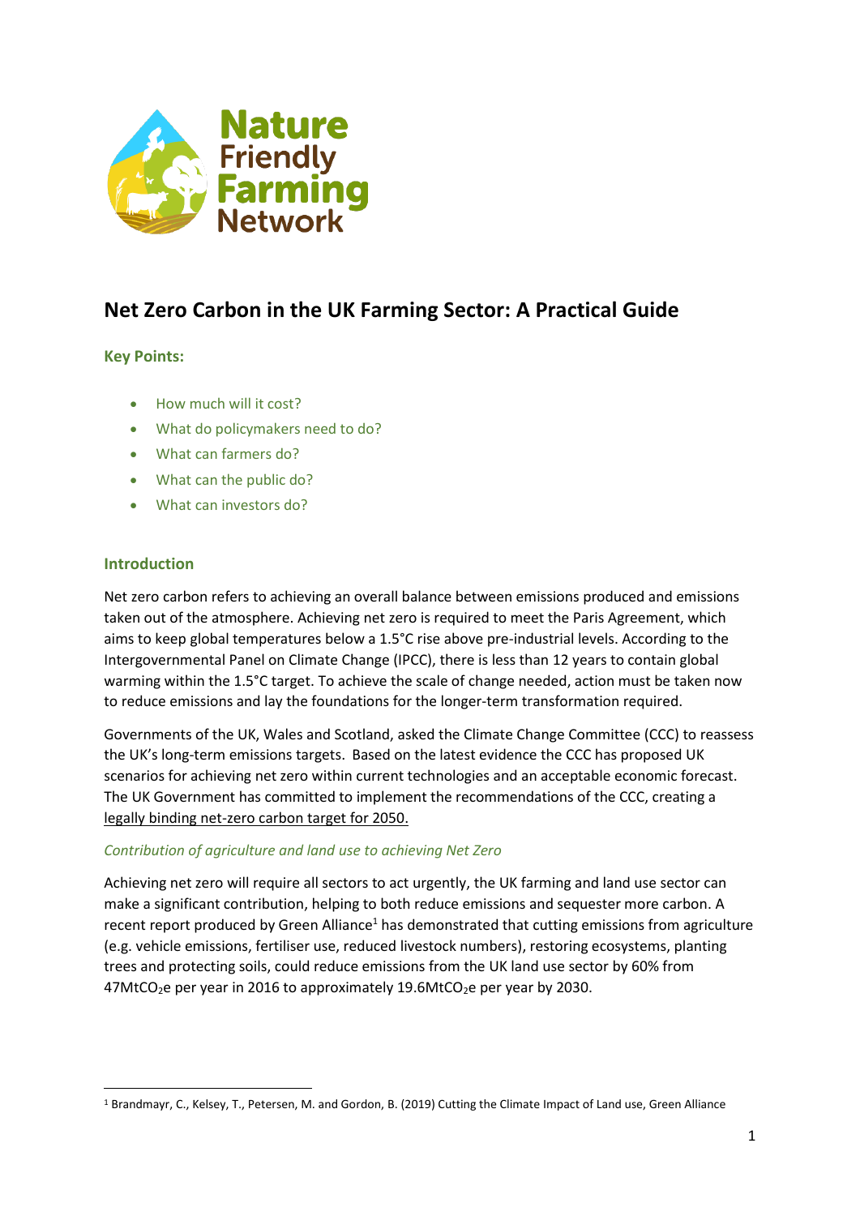# Net Zero Carbon in the UK Farming Sector: A Practical Guide

## Key Points:

- How much will it cost?
- What do policymakers need to do?
- What can farmers do?
- What can the public do?
- What can investors do?

## Introduction

Net zero carbon refers to achieving an overall balance between emissions produced and emissions taken out of the atmosphere. Achieving net zero is required to meet the Paris Agreement, which aims to keep global temperatures below a 1.5°C rise above pre-industrial levels. According to the Intergovernmental Panel on Climate Change (IPCC), there is less than 12 years to contain global warming within the 1.5°C target. To achieve the scale of change needed, action must be taken now to reduce emissions and lay the foundations for the longer-term transformation required.

Governments of the UK, Wales and Scotland, asked the Climate Change Committee (CCC) to reassess the UK's long-term emissions targets. Based on the latest evidence the CCC has proposed UK scenarios for achieving net zero within current technologies and an acceptable economic forecast. The UK Government has committed to implement the recommendations of the CCC, creating a legally binding net-zero carbon target for 2050.

### *Contribution of agriculture and land use to achieving Net Zero*

Achieving net zero will require all sectors to act urgently, the UK farming and land use sector can make a significant contribution, helping to both reduce emissions and sequester more carbon. A recent report produced by Green Alliance[1] has demonstrated that cutting emissions from agriculture (e.g. vehicle emissions, fertiliser use, reduced livestock numbers), restoring ecosystems, planting trees and protecting soils, could reduce emissions from the UK land use sector by 60% from 47Mt$CO_2$e per year in 2016 to approximately 19.6Mt$CO_2$e per year by 2030.

[1] Brandmayr, C., Kelsey, T., Petersen, M. and Gordon, B. (2019) Cutting the Climate Impact of Land use, Green Alliance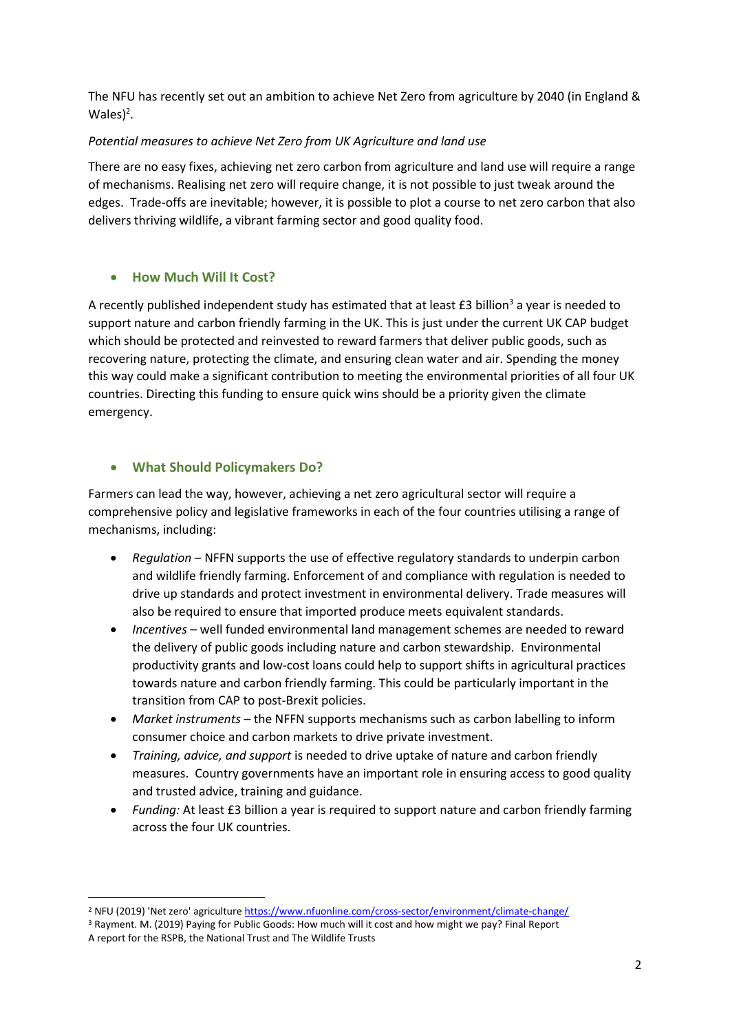The NFU has recently set out an ambition to achieve Net Zero from agriculture by 2040 (in England & Wales)[2].

*Potential measures to achieve Net Zero from UK Agriculture and land use*

There are no easy fixes, achieving net zero carbon from agriculture and land use will require a range of mechanisms. Realising net zero will require change, it is not possible to just tweak around the edges. Trade-offs are inevitable; however, it is possible to plot a course to net zero carbon that also delivers thriving wildlife, a vibrant farming sector and good quality food.

- **How Much Will It Cost?**

A recently published independent study has estimated that at least £3 billion[3] a year is needed to support nature and carbon friendly farming in the UK. This is just under the current UK CAP budget which should be protected and reinvested to reward farmers that deliver public goods, such as recovering nature, protecting the climate, and ensuring clean water and air. Spending the money this way could make a significant contribution to meeting the environmental priorities of all four UK countries. Directing this funding to ensure quick wins should be a priority given the climate emergency.

- **What Should Policymakers Do?**

Farmers can lead the way, however, achieving a net zero agricultural sector will require a comprehensive policy and legislative frameworks in each of the four countries utilising a range of mechanisms, including:

- *Regulation* – NFFN supports the use of effective regulatory standards to underpin carbon and wildlife friendly farming. Enforcement of and compliance with regulation is needed to drive up standards and protect investment in environmental delivery. Trade measures will also be required to ensure that imported produce meets equivalent standards.
- *Incentives* – well funded environmental land management schemes are needed to reward the delivery of public goods including nature and carbon stewardship. Environmental productivity grants and low-cost loans could help to support shifts in agricultural practices towards nature and carbon friendly farming. This could be particularly important in the transition from CAP to post-Brexit policies.
- *Market instruments* – the NFFN supports mechanisms such as carbon labelling to inform consumer choice and carbon markets to drive private investment.
- *Training, advice, and support* is needed to drive uptake of nature and carbon friendly measures. Country governments have an important role in ensuring access to good quality and trusted advice, training and guidance.
- *Funding:* At least £3 billion a year is required to support nature and carbon friendly farming across the four UK countries.

---

[2] NFU (2019) 'Net zero' agriculture https://www.nfuonline.com/cross-sector/environment/climate-change/

[3] Rayment. M. (2019) Paying for Public Goods: How much will it cost and how might we pay? Final Report A report for the RSPB, the National Trust and The Wildlife Trusts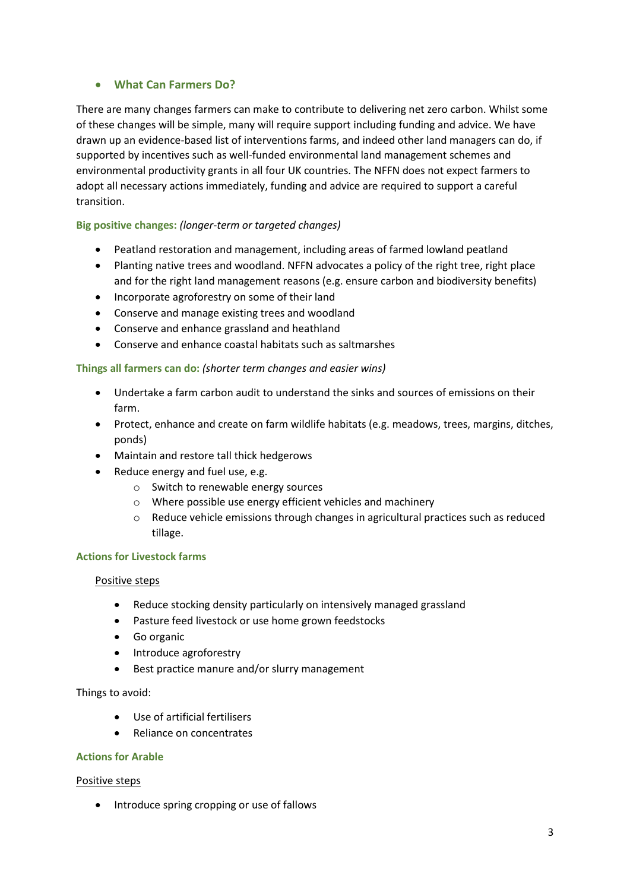- **What Can Farmers Do?**

There are many changes farmers can make to contribute to delivering net zero carbon. Whilst some of these changes will be simple, many will require support including funding and advice. We have drawn up an evidence-based list of interventions farms, and indeed other land managers can do, if supported by incentives such as well-funded environmental land management schemes and environmental productivity grants in all four UK countries. The NFFN does not expect farmers to adopt all necessary actions immediately, funding and advice are required to support a careful transition.

**Big positive changes:** *(longer-term or targeted changes)*

- Peatland restoration and management, including areas of farmed lowland peatland
- Planting native trees and woodland. NFFN advocates a policy of the right tree, right place and for the right land management reasons (e.g. ensure carbon and biodiversity benefits)
- Incorporate agroforestry on some of their land
- Conserve and manage existing trees and woodland
- Conserve and enhance grassland and heathland
- Conserve and enhance coastal habitats such as saltmarshes

**Things all farmers can do:** *(shorter term changes and easier wins)*

- Undertake a farm carbon audit to understand the sinks and sources of emissions on their farm.
- Protect, enhance and create on farm wildlife habitats (e.g. meadows, trees, margins, ditches, ponds)
- Maintain and restore tall thick hedgerows
- Reduce energy and fuel use, e.g.
  - Switch to renewable energy sources
  - Where possible use energy efficient vehicles and machinery
  - Reduce vehicle emissions through changes in agricultural practices such as reduced tillage.

**Actions for Livestock farms**

<u>Positive steps</u>

- Reduce stocking density particularly on intensively managed grassland
- Pasture feed livestock or use home grown feedstocks
- Go organic
- Introduce agroforestry
- Best practice manure and/or slurry management

Things to avoid:

- Use of artificial fertilisers
- Reliance on concentrates

**Actions for Arable**

<u>Positive steps</u>

- Introduce spring cropping or use of fallows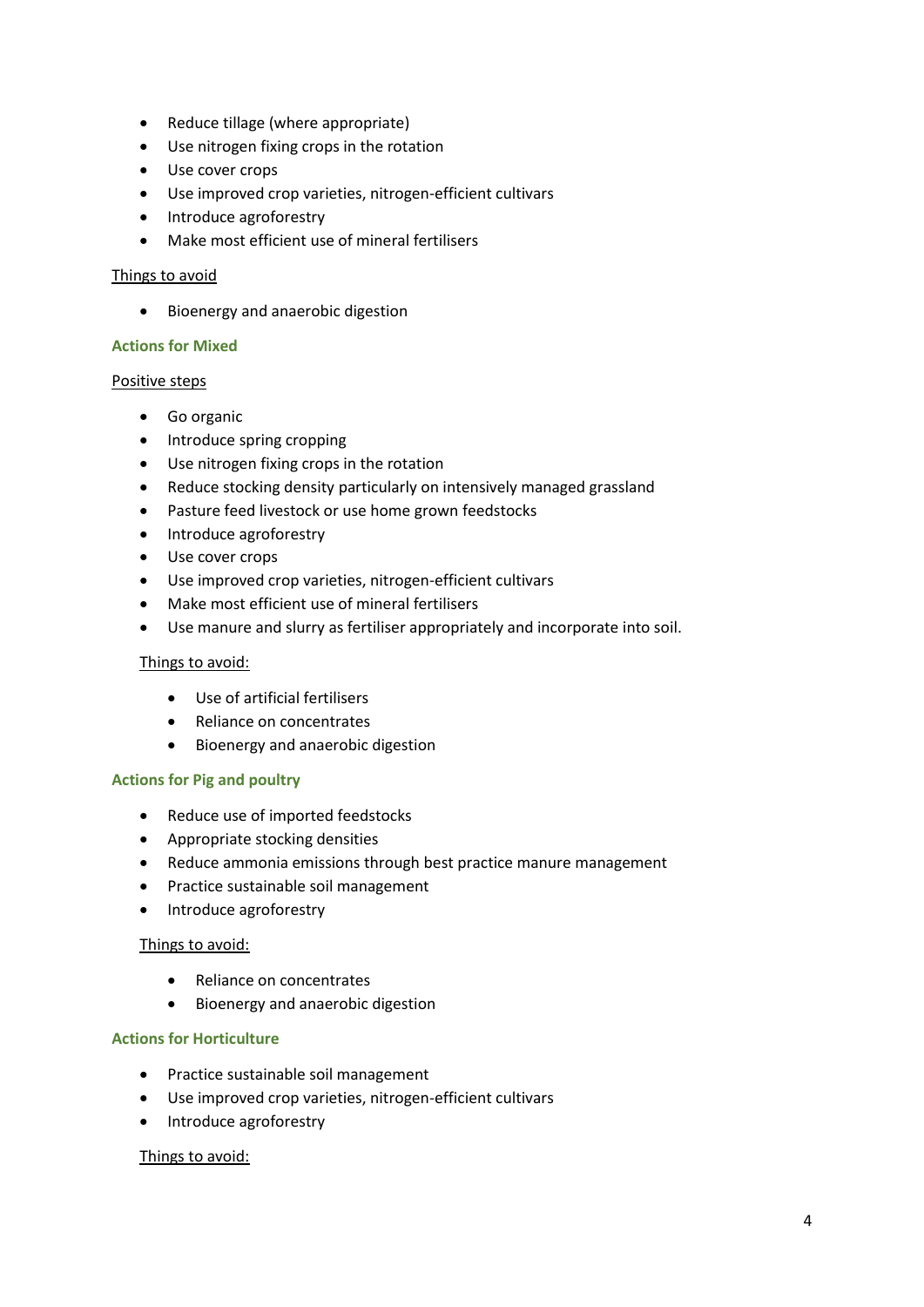- Reduce tillage (where appropriate)
- Use nitrogen fixing crops in the rotation
- Use cover crops
- Use improved crop varieties, nitrogen-efficient cultivars
- Introduce agroforestry
- Make most efficient use of mineral fertilisers

Things to avoid

- Bioenergy and anaerobic digestion

### Actions for Mixed

Positive steps

- Go organic
- Introduce spring cropping
- Use nitrogen fixing crops in the rotation
- Reduce stocking density particularly on intensively managed grassland
- Pasture feed livestock or use home grown feedstocks
- Introduce agroforestry
- Use cover crops
- Use improved crop varieties, nitrogen-efficient cultivars
- Make most efficient use of mineral fertilisers
- Use manure and slurry as fertiliser appropriately and incorporate into soil.

Things to avoid:

- Use of artificial fertilisers
- Reliance on concentrates
- Bioenergy and anaerobic digestion

### Actions for Pig and poultry

- Reduce use of imported feedstocks
- Appropriate stocking densities
- Reduce ammonia emissions through best practice manure management
- Practice sustainable soil management
- Introduce agroforestry

Things to avoid:

- Reliance on concentrates
- Bioenergy and anaerobic digestion

### Actions for Horticulture

- Practice sustainable soil management
- Use improved crop varieties, nitrogen-efficient cultivars
- Introduce agroforestry

Things to avoid: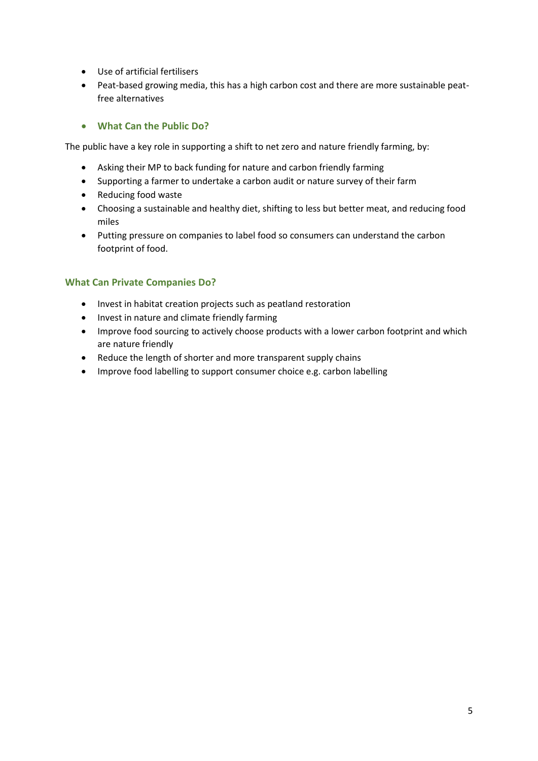- Use of artificial fertilisers
- Peat-based growing media, this has a high carbon cost and there are more sustainable peat-free alternatives

- ### What Can the Public Do?

The public have a key role in supporting a shift to net zero and nature friendly farming, by:

- Asking their MP to back funding for nature and carbon friendly farming
- Supporting a farmer to undertake a carbon audit or nature survey of their farm
- Reducing food waste
- Choosing a sustainable and healthy diet, shifting to less but better meat, and reducing food miles
- Putting pressure on companies to label food so consumers can understand the carbon footprint of food.

### What Can Private Companies Do?

- Invest in habitat creation projects such as peatland restoration
- Invest in nature and climate friendly farming
- Improve food sourcing to actively choose products with a lower carbon footprint and which are nature friendly
- Reduce the length of shorter and more transparent supply chains
- Improve food labelling to support consumer choice e.g. carbon labelling